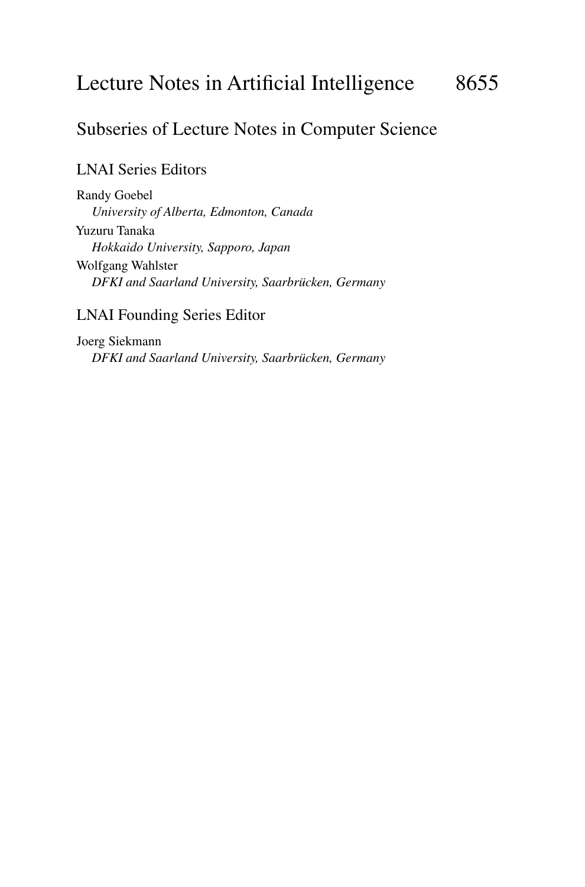# Lecture Notes in Artificial Intelligence 8655

## Subseries of Lecture Notes in Computer Science

### LNAI Series Editors

Randy Goebel
*University of Alberta, Edmonton, Canada*

Yuzuru Tanaka
*Hokkaido University, Sapporo, Japan*

Wolfgang Wahlster
*DFKI and Saarland University, Saarbrücken, Germany*

### LNAI Founding Series Editor

Joerg Siekmann
*DFKI and Saarland University, Saarbrücken, Germany*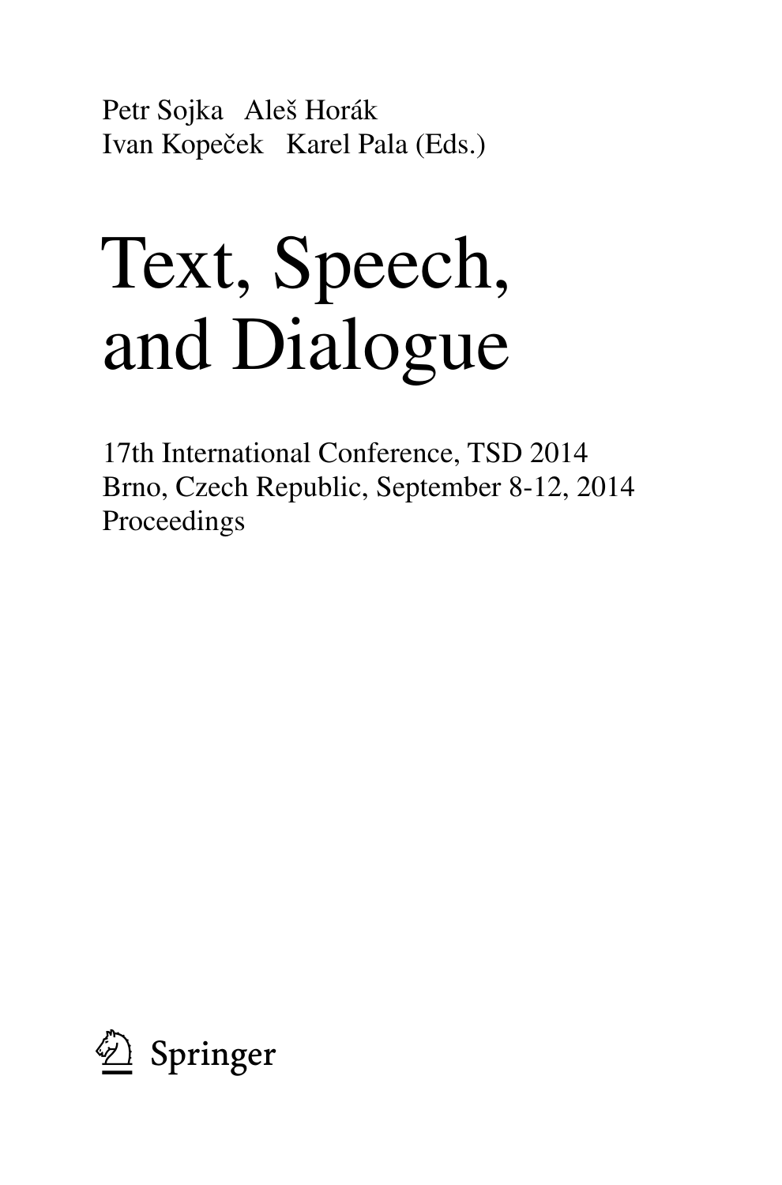Petr Sojka   Aleš Horák
Ivan Kopeček   Karel Pala (Eds.)

# Text, Speech, and Dialogue

17th International Conference, TSD 2014
Brno, Czech Republic, September 8-12, 2014
Proceedings

Springer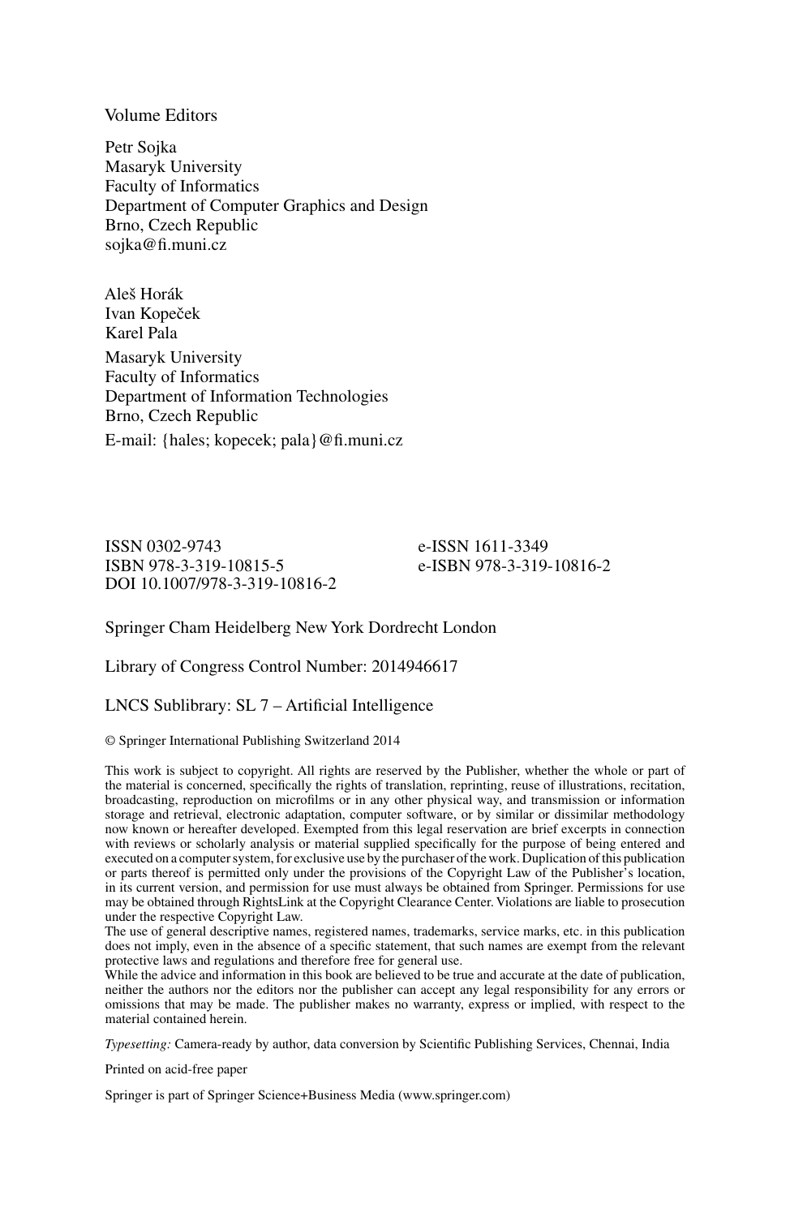Volume Editors

Petr Sojka
Masaryk University
Faculty of Informatics
Department of Computer Graphics and Design
Brno, Czech Republic
sojka@fi.muni.cz

Aleš Horák
Ivan Kopeček
Karel Pala

Masaryk University
Faculty of Informatics
Department of Information Technologies
Brno, Czech Republic
E-mail: {hales; kopecek; pala}@fi.muni.cz

ISSN 0302-9743
e-ISSN 1611-3349
ISBN 978-3-319-10815-5
e-ISBN 978-3-319-10816-2
DOI 10.1007/978-3-319-10816-2

Springer Cham Heidelberg New York Dordrecht London

Library of Congress Control Number: 2014946617

LNCS Sublibrary: SL 7 – Artificial Intelligence

© Springer International Publishing Switzerland 2014

This work is subject to copyright. All rights are reserved by the Publisher, whether the whole or part of the material is concerned, specifically the rights of translation, reprinting, reuse of illustrations, recitation, broadcasting, reproduction on microfilms or in any other physical way, and transmission or information storage and retrieval, electronic adaptation, computer software, or by similar or dissimilar methodology now known or hereafter developed. Exempted from this legal reservation are brief excerpts in connection with reviews or scholarly analysis or material supplied specifically for the purpose of being entered and executed on a computer system, for exclusive use by the purchaser of the work. Duplication of this publication or parts thereof is permitted only under the provisions of the Copyright Law of the Publisher's location, in its current version, and permission for use must always be obtained from Springer. Permissions for use may be obtained through RightsLink at the Copyright Clearance Center. Violations are liable to prosecution under the respective Copyright Law.

The use of general descriptive names, registered names, trademarks, service marks, etc. in this publication does not imply, even in the absence of a specific statement, that such names are exempt from the relevant protective laws and regulations and therefore free for general use.

While the advice and information in this book are believed to be true and accurate at the date of publication, neither the authors nor the editors nor the publisher can accept any legal responsibility for any errors or omissions that may be made. The publisher makes no warranty, express or implied, with respect to the material contained herein.

*Typesetting:* Camera-ready by author, data conversion by Scientific Publishing Services, Chennai, India

Printed on acid-free paper

Springer is part of Springer Science+Business Media (www.springer.com)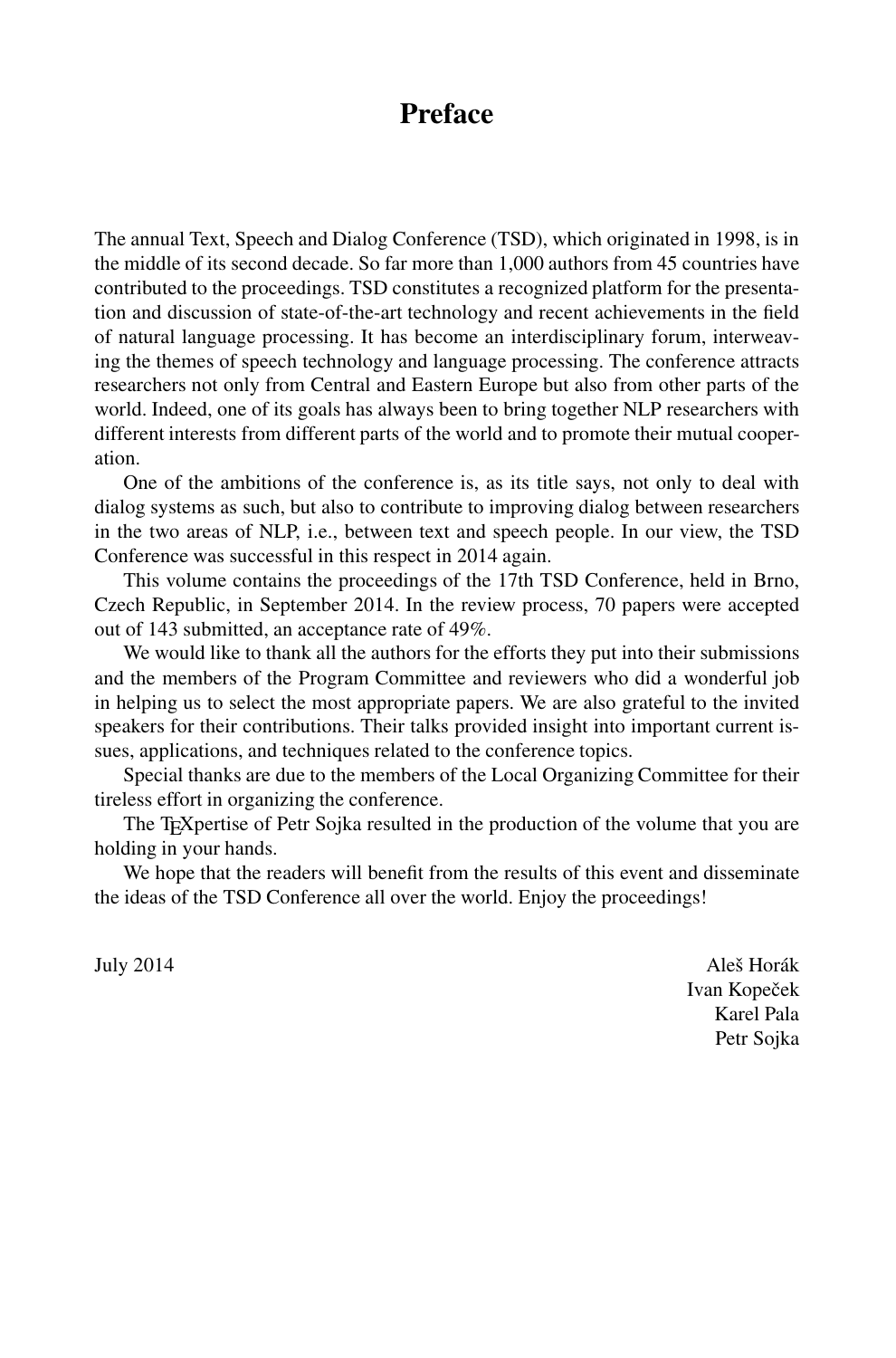# Preface

The annual Text, Speech and Dialog Conference (TSD), which originated in 1998, is in the middle of its second decade. So far more than 1,000 authors from 45 countries have contributed to the proceedings. TSD constitutes a recognized platform for the presentation and discussion of state-of-the-art technology and recent achievements in the field of natural language processing. It has become an interdisciplinary forum, interweaving the themes of speech technology and language processing. The conference attracts researchers not only from Central and Eastern Europe but also from other parts of the world. Indeed, one of its goals has always been to bring together NLP researchers with different interests from different parts of the world and to promote their mutual cooperation.

One of the ambitions of the conference is, as its title says, not only to deal with dialog systems as such, but also to contribute to improving dialog between researchers in the two areas of NLP, i.e., between text and speech people. In our view, the TSD Conference was successful in this respect in 2014 again.

This volume contains the proceedings of the 17th TSD Conference, held in Brno, Czech Republic, in September 2014. In the review process, 70 papers were accepted out of 143 submitted, an acceptance rate of 49%.

We would like to thank all the authors for the efforts they put into their submissions and the members of the Program Committee and reviewers who did a wonderful job in helping us to select the most appropriate papers. We are also grateful to the invited speakers for their contributions. Their talks provided insight into important current issues, applications, and techniques related to the conference topics.

Special thanks are due to the members of the Local Organizing Committee for their tireless effort in organizing the conference.

The TEXpertise of Petr Sojka resulted in the production of the volume that you are holding in your hands.

We hope that the readers will benefit from the results of this event and disseminate the ideas of the TSD Conference all over the world. Enjoy the proceedings!

July 2014

Aleš Horák
Ivan Kopeček
Karel Pala
Petr Sojka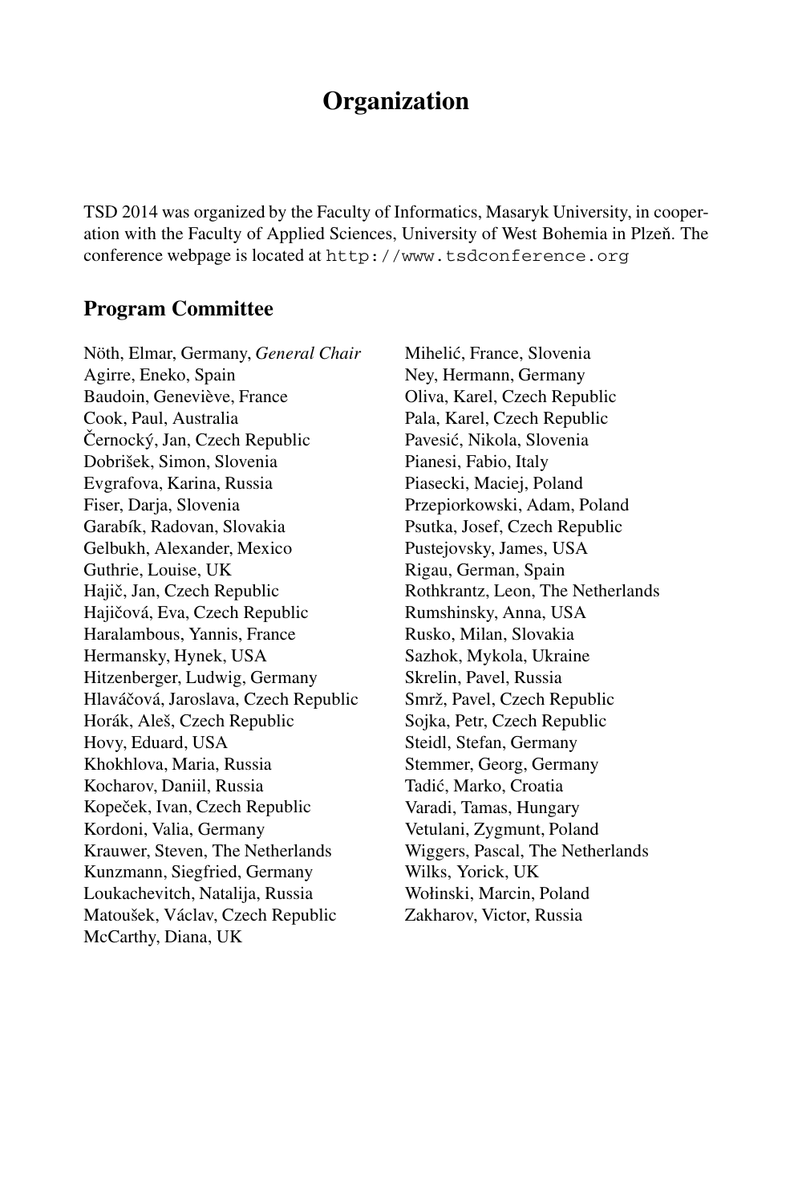# Organization

TSD 2014 was organized by the Faculty of Informatics, Masaryk University, in cooperation with the Faculty of Applied Sciences, University of West Bohemia in Plzeň. The conference webpage is located at `http://www.tsdconference.org`

## Program Committee

Nöth, Elmar, Germany, *General Chair*  
Agirre, Eneko, Spain  
Baudoin, Geneviève, France  
Cook, Paul, Australia  
Černocký, Jan, Czech Republic  
Dobrišek, Simon, Slovenia  
Evgrafova, Karina, Russia  
Fiser, Darja, Slovenia  
Garabík, Radovan, Slovakia  
Gelbukh, Alexander, Mexico  
Guthrie, Louise, UK  
Hajič, Jan, Czech Republic  
Hajičová, Eva, Czech Republic  
Haralambous, Yannis, France  
Hermansky, Hynek, USA  
Hitzenberger, Ludwig, Germany  
Hlaváčová, Jaroslava, Czech Republic  
Horák, Aleš, Czech Republic  
Hovy, Eduard, USA  
Khokhlova, Maria, Russia  
Kocharov, Daniil, Russia  
Kopeček, Ivan, Czech Republic  
Kordoni, Valia, Germany  
Krauwer, Steven, The Netherlands  
Kunzmann, Siegfried, Germany  
Loukachevitch, Natalija, Russia  
Matoušek, Václav, Czech Republic  
McCarthy, Diana, UK  
Mihelić, France, Slovenia  
Ney, Hermann, Germany  
Oliva, Karel, Czech Republic  
Pala, Karel, Czech Republic  
Pavesić, Nikola, Slovenia  
Pianesi, Fabio, Italy  
Piasecki, Maciej, Poland  
Przepiorkowski, Adam, Poland  
Psutka, Josef, Czech Republic  
Pustejovsky, James, USA  
Rigau, German, Spain  
Rothkrantz, Leon, The Netherlands  
Rumshinsky, Anna, USA  
Rusko, Milan, Slovakia  
Sazhok, Mykola, Ukraine  
Skrelin, Pavel, Russia  
Smrž, Pavel, Czech Republic  
Sojka, Petr, Czech Republic  
Steidl, Stefan, Germany  
Stemmer, Georg, Germany  
Tadić, Marko, Croatia  
Varadi, Tamas, Hungary  
Vetulani, Zygmunt, Poland  
Wiggers, Pascal, The Netherlands  
Wilks, Yorick, UK  
Wołinski, Marcin, Poland  
Zakharov, Victor, Russia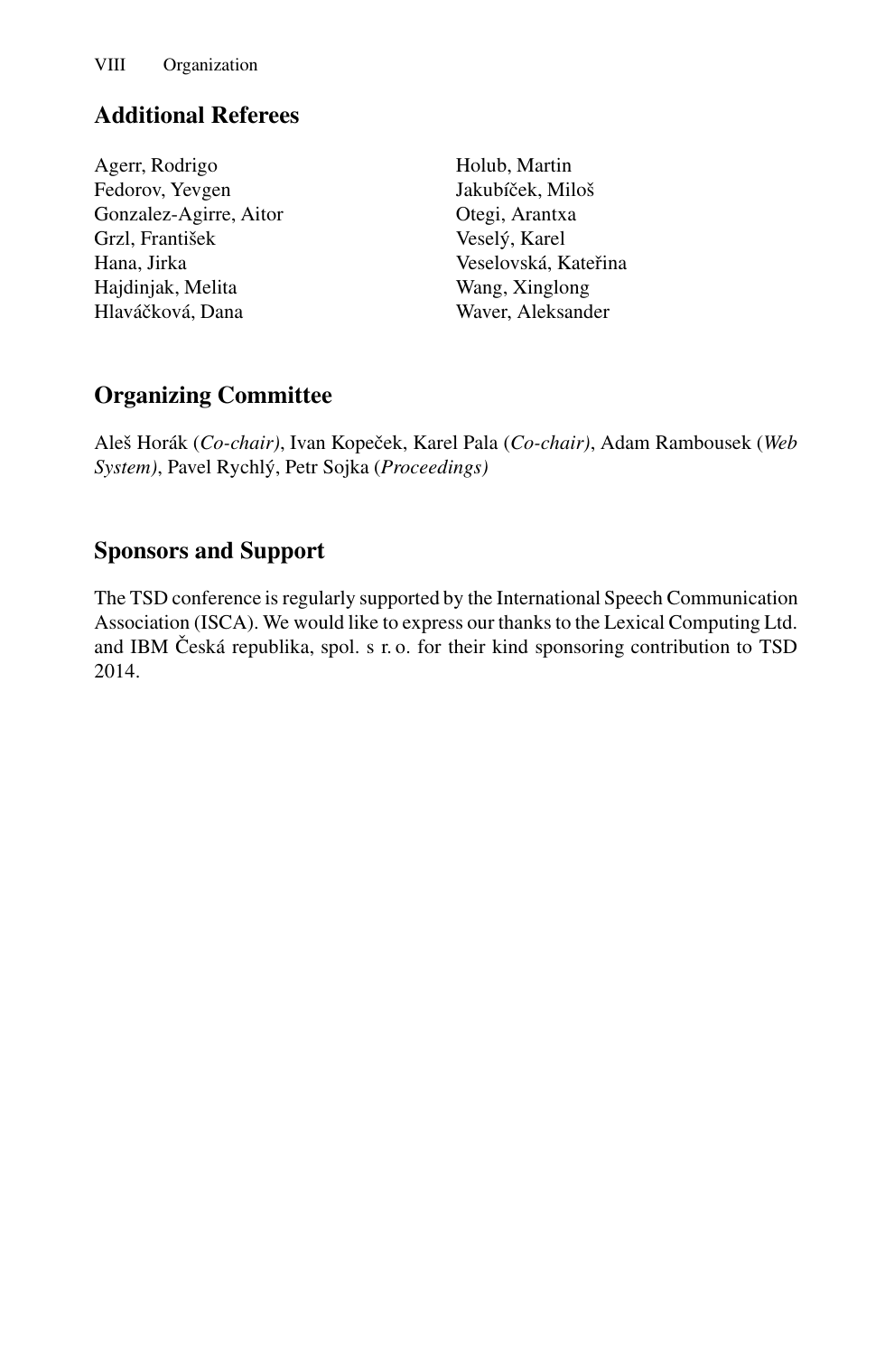## Additional Referees

Agerr, Rodrigo
Fedorov, Yevgen
Gonzalez-Agirre, Aitor
Grzl, František
Hana, Jirka
Hajdinjak, Melita
Hlaváčková, Dana
Holub, Martin
Jakubíček, Miloš
Otegi, Arantxa
Veselý, Karel
Veselovská, Kateřina
Wang, Xinglong
Waver, Aleksander

## Organizing Committee

Aleš Horák (*Co-chair)*, Ivan Kopeček, Karel Pala (*Co-chair)*, Adam Rambousek (*Web System)*, Pavel Rychlý, Petr Sojka (*Proceedings)*

## Sponsors and Support

The TSD conference is regularly supported by the International Speech Communication Association (ISCA). We would like to express our thanks to the Lexical Computing Ltd. and IBM Česká republika, spol. s r. o. for their kind sponsoring contribution to TSD 2014.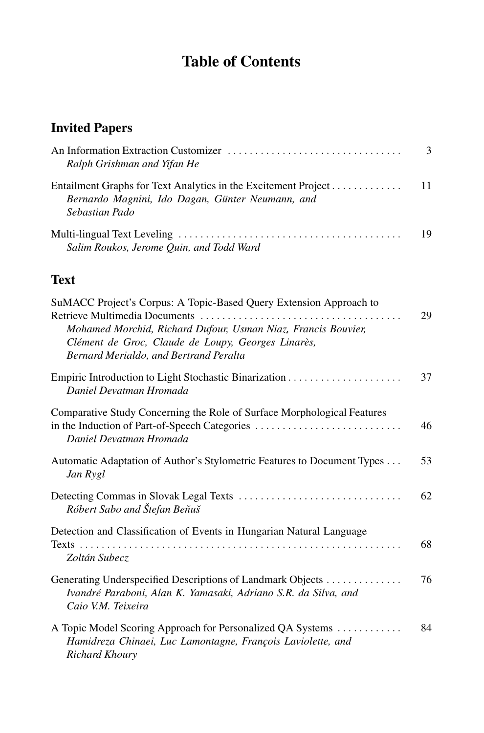# Table of Contents

## Invited Papers

An Information Extraction Customizer ........ 3
*Ralph Grishman and Yifan He*

Entailment Graphs for Text Analytics in the Excitement Project ........ 11
*Bernardo Magnini, Ido Dagan, Günter Neumann, and Sebastian Pado*

Multi-lingual Text Leveling ........ 19
*Salim Roukos, Jerome Quin, and Todd Ward*

## Text

SuMACC Project's Corpus: A Topic-Based Query Extension Approach to Retrieve Multimedia Documents ........ 29
*Mohamed Morchid, Richard Dufour, Usman Niaz, Francis Bouvier, Clément de Groc, Claude de Loupy, Georges Linarès, Bernard Merialdo, and Bertrand Peralta*

Empiric Introduction to Light Stochastic Binarization ........ 37
*Daniel Devatman Hromada*

Comparative Study Concerning the Role of Surface Morphological Features in the Induction of Part-of-Speech Categories ........ 46
*Daniel Devatman Hromada*

Automatic Adaptation of Author's Stylometric Features to Document Types ... 53
*Jan Rygl*

Detecting Commas in Slovak Legal Texts ........ 62
*Róbert Sabo and Štefan Beňuš*

Detection and Classification of Events in Hungarian Natural Language Texts ........ 68
*Zoltán Subecz*

Generating Underspecified Descriptions of Landmark Objects ........ 76
*Ivandré Paraboni, Alan K. Yamasaki, Adriano S.R. da Silva, and Caio V.M. Teixeira*

A Topic Model Scoring Approach for Personalized QA Systems ........ 84
*Hamidreza Chinaei, Luc Lamontagne, François Laviolette, and Richard Khoury*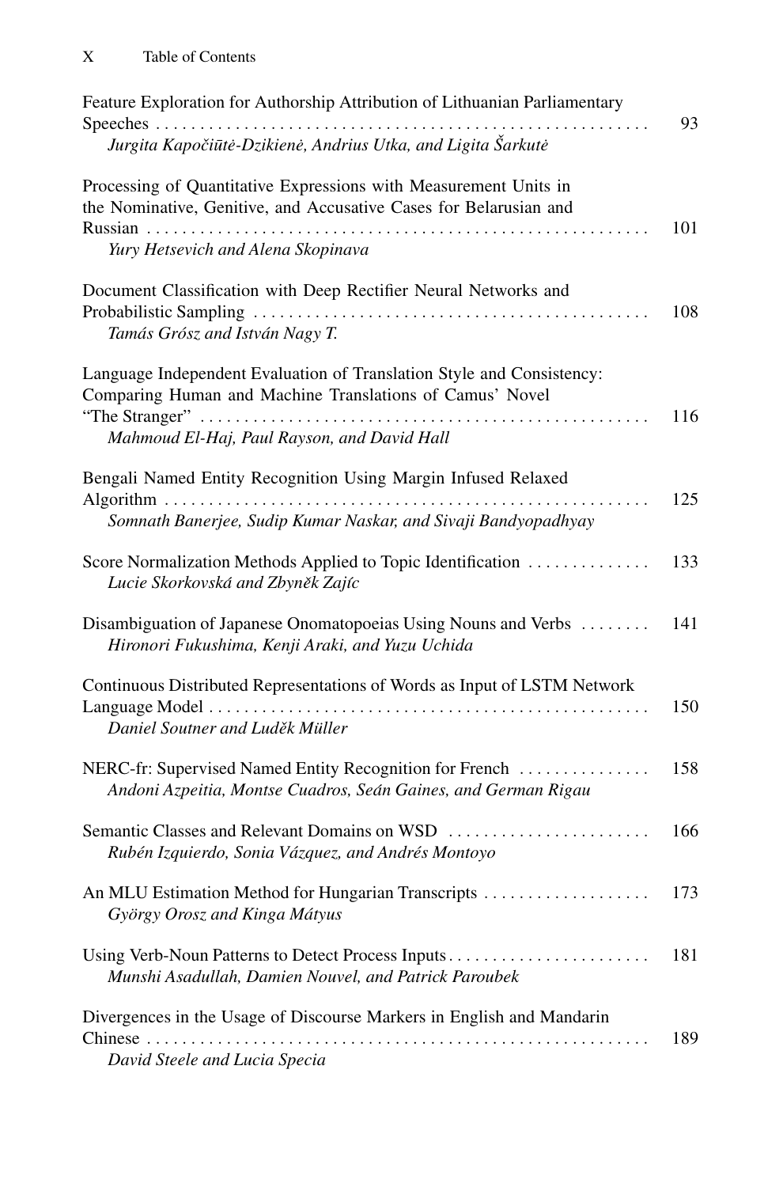Feature Exploration for Authorship Attribution of Lithuanian Parliamentary Speeches ........................................................ 93
*Jurgita Kapočiūtė-Dzikienė, Andrius Utka, and Ligita Šarkutė*

Processing of Quantitative Expressions with Measurement Units in the Nominative, Genitive, and Accusative Cases for Belarusian and Russian ........................................................ 101
*Yury Hetsevich and Alena Skopinava*

Document Classification with Deep Rectifier Neural Networks and Probabilistic Sampling ........................................................ 108
*Tamás Grósz and István Nagy T.*

Language Independent Evaluation of Translation Style and Consistency: Comparing Human and Machine Translations of Camus' Novel "The Stranger" ........................................................ 116
*Mahmoud El-Haj, Paul Rayson, and David Hall*

Bengali Named Entity Recognition Using Margin Infused Relaxed Algorithm ........................................................ 125
*Somnath Banerjee, Sudip Kumar Naskar, and Sivaji Bandyopadhyay*

Score Normalization Methods Applied to Topic Identification .............. 133
*Lucie Skorkovská and Zbyněk Zajíc*

Disambiguation of Japanese Onomatopoeias Using Nouns and Verbs ........ 141
*Hironori Fukushima, Kenji Araki, and Yuzu Uchida*

Continuous Distributed Representations of Words as Input of LSTM Network Language Model ........................................................ 150
*Daniel Soutner and Luděk Müller*

NERC-fr: Supervised Named Entity Recognition for French ............... 158
*Andoni Azpeitia, Montse Cuadros, Seán Gaines, and German Rigau*

Semantic Classes and Relevant Domains on WSD ....................... 166
*Rubén Izquierdo, Sonia Vázquez, and Andrés Montoyo*

An MLU Estimation Method for Hungarian Transcripts ................... 173
*György Orosz and Kinga Mátyus*

Using Verb-Noun Patterns to Detect Process Inputs ....................... 181
*Munshi Asadullah, Damien Nouvel, and Patrick Paroubek*

Divergences in the Usage of Discourse Markers in English and Mandarin Chinese ........................................................ 189
*David Steele and Lucia Specia*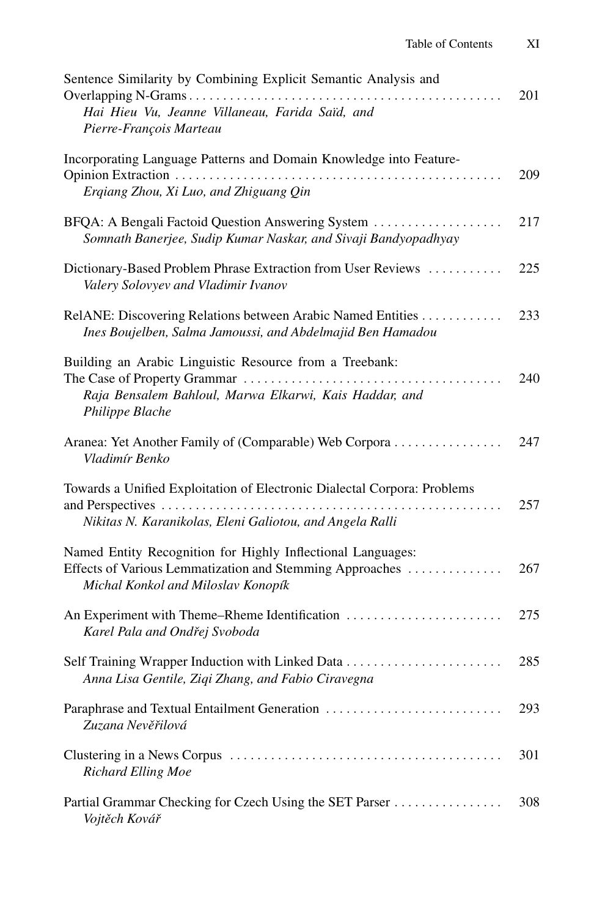Sentence Similarity by Combining Explicit Semantic Analysis and Overlapping N-Grams . . . . . . . . . . 201
*Hai Hieu Vu, Jeanne Villaneau, Farida Saïd, and Pierre-François Marteau*

Incorporating Language Patterns and Domain Knowledge into Feature-Opinion Extraction . . . . . . . . . . 209
*Erqiang Zhou, Xi Luo, and Zhiguang Qin*

BFQA: A Bengali Factoid Question Answering System . . . . . . . . . . 217
*Somnath Banerjee, Sudip Kumar Naskar, and Sivaji Bandyopadhyay*

Dictionary-Based Problem Phrase Extraction from User Reviews . . . . . . . . . . 225
*Valery Solovyev and Vladimir Ivanov*

RelANE: Discovering Relations between Arabic Named Entities . . . . . . . . . . 233
*Ines Boujelben, Salma Jamoussi, and Abdelmajid Ben Hamadou*

Building an Arabic Linguistic Resource from a Treebank: The Case of Property Grammar . . . . . . . . . . 240
*Raja Bensalem Bahloul, Marwa Elkarwi, Kais Haddar, and Philippe Blache*

Aranea: Yet Another Family of (Comparable) Web Corpora . . . . . . . . . . 247
*Vladimír Benko*

Towards a Unified Exploitation of Electronic Dialectal Corpora: Problems and Perspectives . . . . . . . . . . 257
*Nikitas N. Karanikolas, Eleni Galiotou, and Angela Ralli*

Named Entity Recognition for Highly Inflectional Languages: Effects of Various Lemmatization and Stemming Approaches . . . . . . . . . . 267
*Michal Konkol and Miloslav Konopík*

An Experiment with Theme–Rheme Identification . . . . . . . . . . 275
*Karel Pala and Ondřej Svoboda*

Self Training Wrapper Induction with Linked Data . . . . . . . . . . 285
*Anna Lisa Gentile, Ziqi Zhang, and Fabio Ciravegna*

Paraphrase and Textual Entailment Generation . . . . . . . . . . 293
*Zuzana Nevěřilová*

Clustering in a News Corpus . . . . . . . . . . 301
*Richard Elling Moe*

Partial Grammar Checking for Czech Using the SET Parser . . . . . . . . . . 308
*Vojtěch Kovář*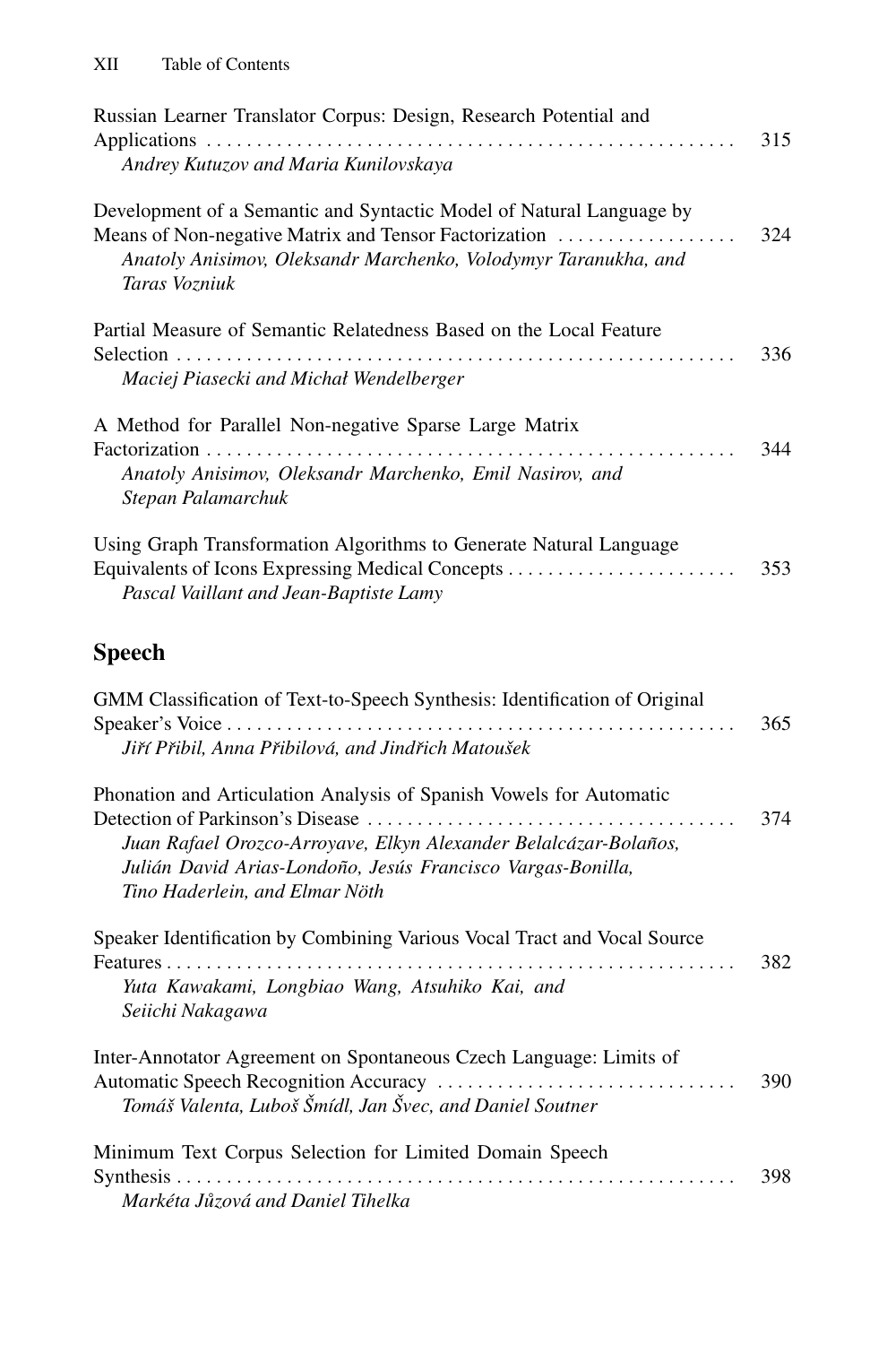Russian Learner Translator Corpus: Design, Research Potential and Applications ........ 315
*Andrey Kutuzov and Maria Kunilovskaya*

Development of a Semantic and Syntactic Model of Natural Language by Means of Non-negative Matrix and Tensor Factorization ........ 324
*Anatoly Anisimov, Oleksandr Marchenko, Volodymyr Taranukha, and Taras Vozniuk*

Partial Measure of Semantic Relatedness Based on the Local Feature Selection ........ 336
*Maciej Piasecki and Michał Wendelberger*

A Method for Parallel Non-negative Sparse Large Matrix Factorization ........ 344
*Anatoly Anisimov, Oleksandr Marchenko, Emil Nasirov, and Stepan Palamarchuk*

Using Graph Transformation Algorithms to Generate Natural Language Equivalents of Icons Expressing Medical Concepts ........ 353
*Pascal Vaillant and Jean-Baptiste Lamy*

## Speech

GMM Classification of Text-to-Speech Synthesis: Identification of Original Speaker's Voice ........ 365
*Jiří Přibil, Anna Přibilová, and Jindřich Matoušek*

Phonation and Articulation Analysis of Spanish Vowels for Automatic Detection of Parkinson's Disease ........ 374
*Juan Rafael Orozco-Arroyave, Elkyn Alexander Belalcázar-Bolaños, Julián David Arias-Londoño, Jesús Francisco Vargas-Bonilla, Tino Haderlein, and Elmar Nöth*

Speaker Identification by Combining Various Vocal Tract and Vocal Source Features ........ 382
*Yuta Kawakami, Longbiao Wang, Atsuhiko Kai, and Seiichi Nakagawa*

Inter-Annotator Agreement on Spontaneous Czech Language: Limits of Automatic Speech Recognition Accuracy ........ 390
*Tomáš Valenta, Luboš Šmídl, Jan Švec, and Daniel Soutner*

Minimum Text Corpus Selection for Limited Domain Speech Synthesis ........ 398
*Markéta Jůzová and Daniel Tihelka*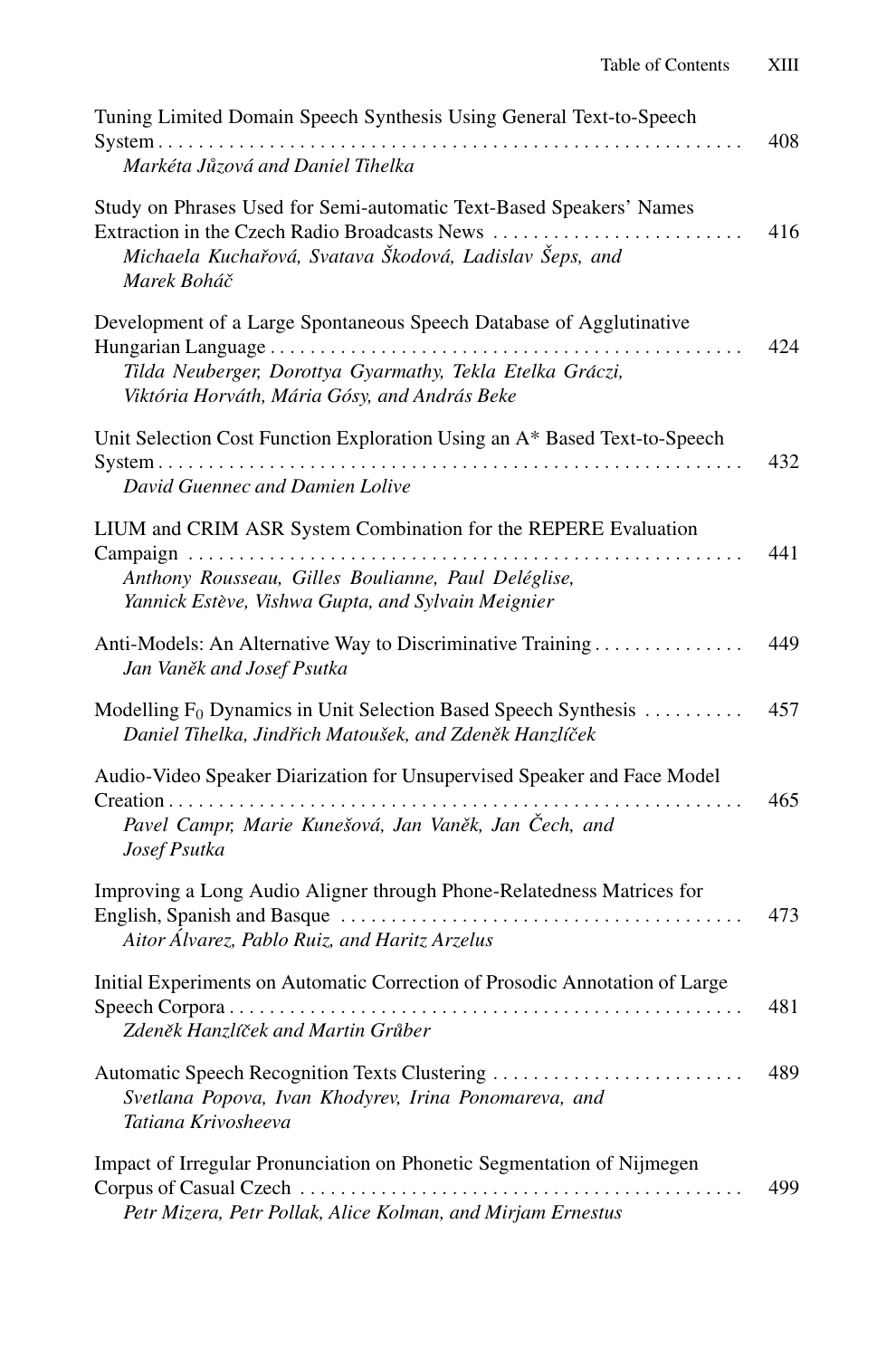Tuning Limited Domain Speech Synthesis Using General Text-to-Speech System . . . . . . . . . . . . . . . . . . . . . . . . . . . . . . . . . . . . . . . . . . . . . . . . . . . . . . . . . . . 408
*Markéta Jůzová and Daniel Tihelka*

Study on Phrases Used for Semi-automatic Text-Based Speakers' Names Extraction in the Czech Radio Broadcasts News . . . . . . . . . . . . . . . . . . . . . . . . . 416
*Michaela Kuchařová, Svatava Škodová, Ladislav Šeps, and Marek Boháč*

Development of a Large Spontaneous Speech Database of Agglutinative Hungarian Language . . . . . . . . . . . . . . . . . . . . . . . . . . . . . . . . . . . . . . . . . . . . . . . . 424
*Tilda Neuberger, Dorottya Gyarmathy, Tekla Etelka Gráczi, Viktória Horváth, Mária Gósy, and András Beke*

Unit Selection Cost Function Exploration Using an A* Based Text-to-Speech System . . . . . . . . . . . . . . . . . . . . . . . . . . . . . . . . . . . . . . . . . . . . . . . . . . . . . . . . . . . 432
*David Guennec and Damien Lolive*

LIUM and CRIM ASR System Combination for the REPERE Evaluation Campaign . . . . . . . . . . . . . . . . . . . . . . . . . . . . . . . . . . . . . . . . . . . . . . . . . . . . . . . . 441
*Anthony Rousseau, Gilles Boulianne, Paul Deléglise, Yannick Estève, Vishwa Gupta, and Sylvain Meignier*

Anti-Models: An Alternative Way to Discriminative Training . . . . . . . . . . . . . . . 449
*Jan Vaněk and Josef Psutka*

Modelling $F_0$ Dynamics in Unit Selection Based Speech Synthesis . . . . . . . . . . 457
*Daniel Tihelka, Jindřich Matoušek, and Zdeněk Hanzlíček*

Audio-Video Speaker Diarization for Unsupervised Speaker and Face Model Creation . . . . . . . . . . . . . . . . . . . . . . . . . . . . . . . . . . . . . . . . . . . . . . . . . . . . . . . . . . 465
*Pavel Campr, Marie Kunešová, Jan Vaněk, Jan Čech, and Josef Psutka*

Improving a Long Audio Aligner through Phone-Relatedness Matrices for English, Spanish and Basque . . . . . . . . . . . . . . . . . . . . . . . . . . . . . . . . . . . . . . . . 473
*Aitor Álvarez, Pablo Ruiz, and Haritz Arzelus*

Initial Experiments on Automatic Correction of Prosodic Annotation of Large Speech Corpora . . . . . . . . . . . . . . . . . . . . . . . . . . . . . . . . . . . . . . . . . . . . . . . . . . . . 481
*Zdeněk Hanzlíček and Martin Grůber*

Automatic Speech Recognition Texts Clustering . . . . . . . . . . . . . . . . . . . . . . . . . . 489
*Svetlana Popova, Ivan Khodyrev, Irina Ponomareva, and Tatiana Krivosheeva*

Impact of Irregular Pronunciation on Phonetic Segmentation of Nijmegen Corpus of Casual Czech . . . . . . . . . . . . . . . . . . . . . . . . . . . . . . . . . . . . . . . . . . . . . 499
*Petr Mizera, Petr Pollak, Alice Kolman, and Mirjam Ernestus*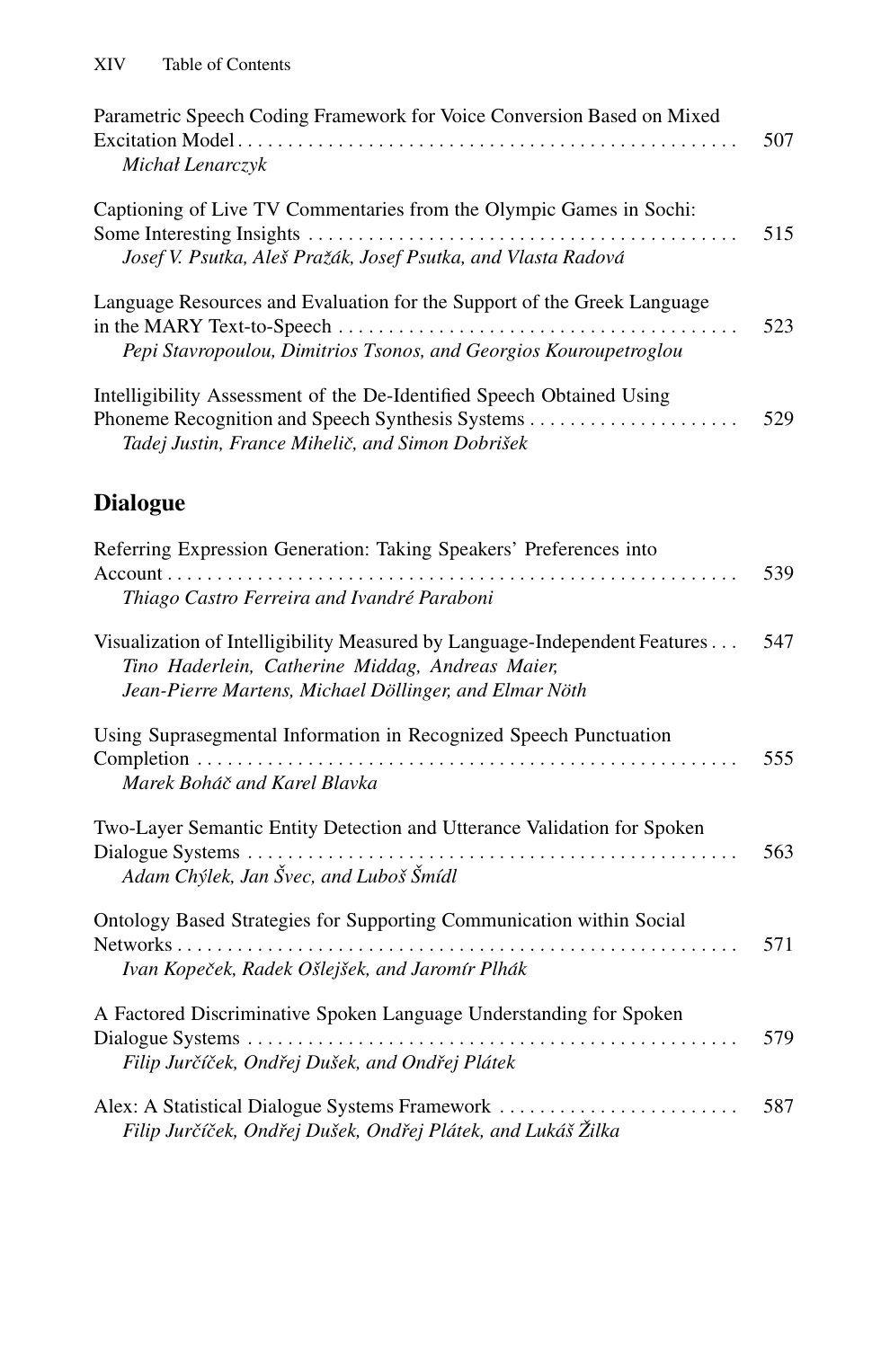Parametric Speech Coding Framework for Voice Conversion Based on Mixed Excitation Model . . . . . . . . . . . . . . . . . . . . . . . . . . . . . . . . . . . . . . . . . . . . . . . . . . 507
*Michał Lenarczyk*

Captioning of Live TV Commentaries from the Olympic Games in Sochi: Some Interesting Insights . . . . . . . . . . . . . . . . . . . . . . . . . . . . . . . . . . . . . . . . . . . 515
*Josef V. Psutka, Aleš Pražák, Josef Psutka, and Vlasta Radová*

Language Resources and Evaluation for the Support of the Greek Language in the MARY Text-to-Speech . . . . . . . . . . . . . . . . . . . . . . . . . . . . . . . . . . . . . . . . 523
*Pepi Stavropoulou, Dimitrios Tsonos, and Georgios Kouroupetroglou*

Intelligibility Assessment of the De-Identified Speech Obtained Using Phoneme Recognition and Speech Synthesis Systems . . . . . . . . . . . . . . . . . . . . . 529
*Tadej Justin, France Mihelič, and Simon Dobrišek*

## Dialogue

Referring Expression Generation: Taking Speakers' Preferences into Account . . . . . . . . . . . . . . . . . . . . . . . . . . . . . . . . . . . . . . . . . . . . . . . . . . . . . . . . . . 539
*Thiago Castro Ferreira and Ivandré Paraboni*

Visualization of Intelligibility Measured by Language-Independent Features . . . 547
*Tino Haderlein, Catherine Middag, Andreas Maier, Jean-Pierre Martens, Michael Döllinger, and Elmar Nöth*

Using Suprasegmental Information in Recognized Speech Punctuation Completion . . . . . . . . . . . . . . . . . . . . . . . . . . . . . . . . . . . . . . . . . . . . . . . . . . . . . . 555
*Marek Boháč and Karel Blavka*

Two-Layer Semantic Entity Detection and Utterance Validation for Spoken Dialogue Systems . . . . . . . . . . . . . . . . . . . . . . . . . . . . . . . . . . . . . . . . . . . . . . . . . . 563
*Adam Chýlek, Jan Švec, and Luboš Šmídl*

Ontology Based Strategies for Supporting Communication within Social Networks . . . . . . . . . . . . . . . . . . . . . . . . . . . . . . . . . . . . . . . . . . . . . . . . . . . . . . . . . 571
*Ivan Kopeček, Radek Ošlejšek, and Jaromír Plhák*

A Factored Discriminative Spoken Language Understanding for Spoken Dialogue Systems . . . . . . . . . . . . . . . . . . . . . . . . . . . . . . . . . . . . . . . . . . . . . . . . . . 579
*Filip Jurčíček, Ondřej Dušek, and Ondřej Plátek*

Alex: A Statistical Dialogue Systems Framework . . . . . . . . . . . . . . . . . . . . . . . . 587
*Filip Jurčíček, Ondřej Dušek, Ondřej Plátek, and Lukáš Žilka*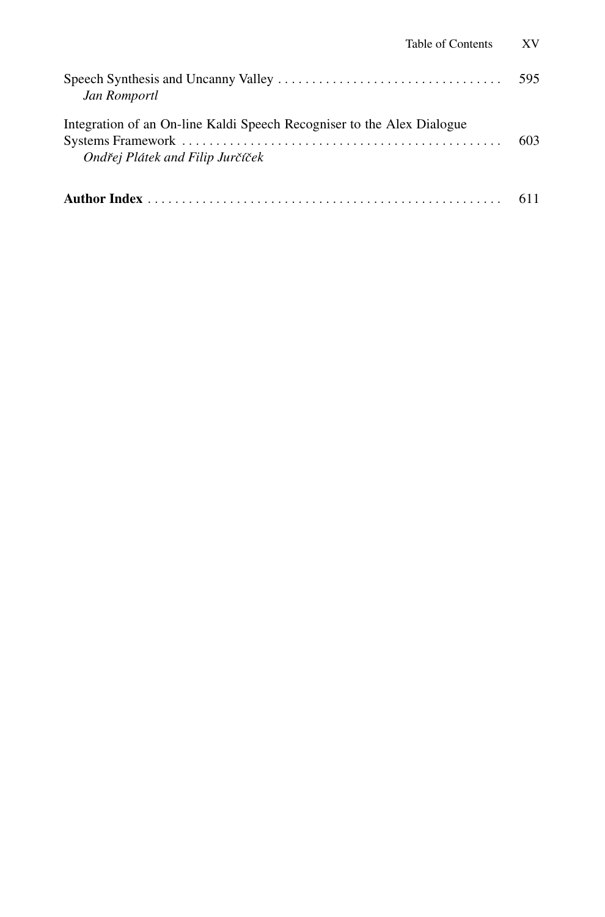Speech Synthesis and Uncanny Valley . . . . . . . . . . . . . . . . . . . . . . . . . . . . . . . . . . 595
*Jan Romportl*

Integration of an On-line Kaldi Speech Recogniser to the Alex Dialogue Systems Framework . . . . . . . . . . . . . . . . . . . . . . . . . . . . . . . . . . . . . . . . . . . . . . . . 603
*Ondřej Plátek and Filip Jurčíček*

**Author Index** . . . . . . . . . . . . . . . . . . . . . . . . . . . . . . . . . . . . . . . . . . . . . . . . . . . . 611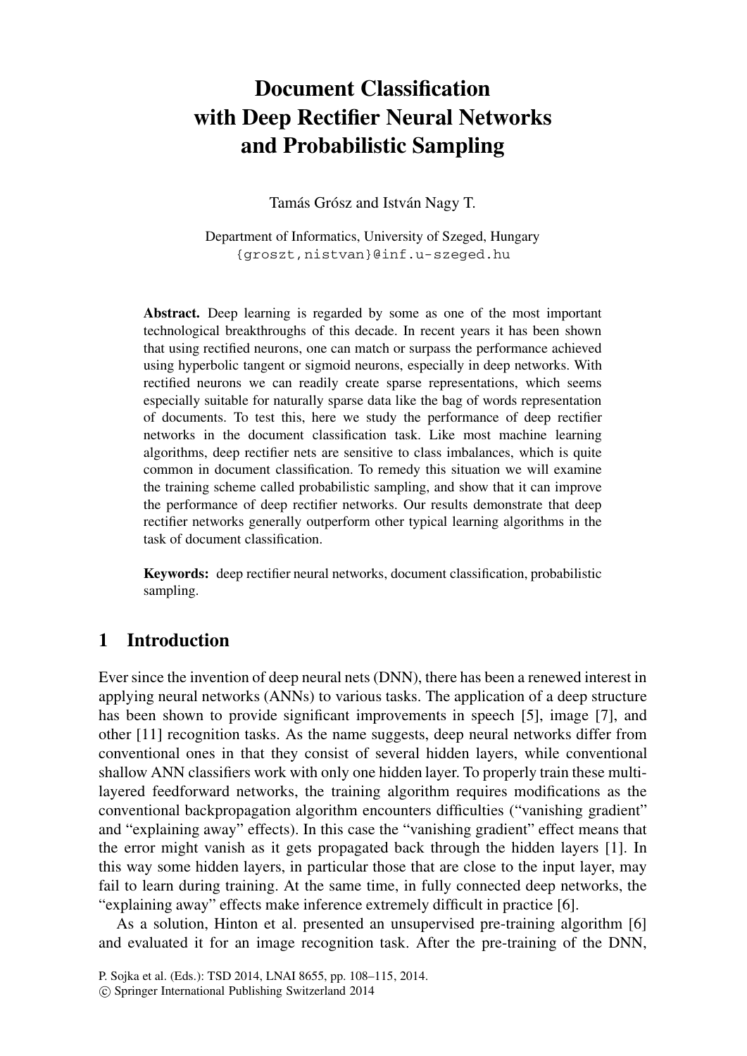# Document Classification with Deep Rectifier Neural Networks and Probabilistic Sampling

Tamás Grósz and István Nagy T.

Department of Informatics, University of Szeged, Hungary
{groszt,nistvan}@inf.u-szeged.hu

**Abstract.** Deep learning is regarded by some as one of the most important technological breakthroughs of this decade. In recent years it has been shown that using rectified neurons, one can match or surpass the performance achieved using hyperbolic tangent or sigmoid neurons, especially in deep networks. With rectified neurons we can readily create sparse representations, which seems especially suitable for naturally sparse data like the bag of words representation of documents. To test this, here we study the performance of deep rectifier networks in the document classification task. Like most machine learning algorithms, deep rectifier nets are sensitive to class imbalances, which is quite common in document classification. To remedy this situation we will examine the training scheme called probabilistic sampling, and show that it can improve the performance of deep rectifier networks. Our results demonstrate that deep rectifier networks generally outperform other typical learning algorithms in the task of document classification.

**Keywords:** deep rectifier neural networks, document classification, probabilistic sampling.

## 1 Introduction

Ever since the invention of deep neural nets (DNN), there has been a renewed interest in applying neural networks (ANNs) to various tasks. The application of a deep structure has been shown to provide significant improvements in speech [5], image [7], and other [11] recognition tasks. As the name suggests, deep neural networks differ from conventional ones in that they consist of several hidden layers, while conventional shallow ANN classifiers work with only one hidden layer. To properly train these multi-layered feedforward networks, the training algorithm requires modifications as the conventional backpropagation algorithm encounters difficulties ("vanishing gradient" and "explaining away" effects). In this case the "vanishing gradient" effect means that the error might vanish as it gets propagated back through the hidden layers [1]. In this way some hidden layers, in particular those that are close to the input layer, may fail to learn during training. At the same time, in fully connected deep networks, the "explaining away" effects make inference extremely difficult in practice [6].

As a solution, Hinton et al. presented an unsupervised pre-training algorithm [6] and evaluated it for an image recognition task. After the pre-training of the DNN,

P. Sojka et al. (Eds.): TSD 2014, LNAI 8655, pp. 108–115, 2014.
© Springer International Publishing Switzerland 2014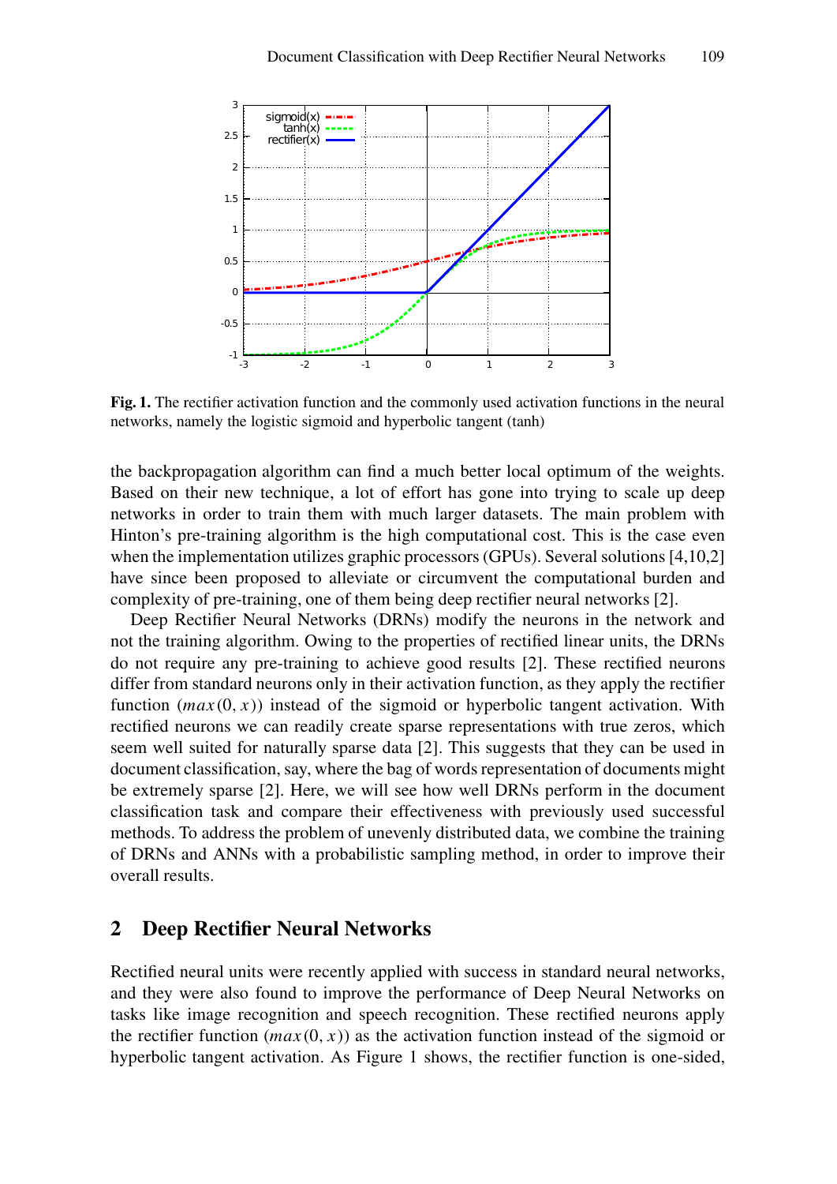**Fig. 1.** The rectifier activation function and the commonly used activation functions in the neural networks, namely the logistic sigmoid and hyperbolic tangent (tanh)

the backpropagation algorithm can find a much better local optimum of the weights. Based on their new technique, a lot of effort has gone into trying to scale up deep networks in order to train them with much larger datasets. The main problem with Hinton's pre-training algorithm is the high computational cost. This is the case even when the implementation utilizes graphic processors (GPUs). Several solutions [4,10,2] have since been proposed to alleviate or circumvent the computational burden and complexity of pre-training, one of them being deep rectifier neural networks [2].

Deep Rectifier Neural Networks (DRNs) modify the neurons in the network and not the training algorithm. Owing to the properties of rectified linear units, the DRNs do not require any pre-training to achieve good results [2]. These rectified neurons differ from standard neurons only in their activation function, as they apply the rectifier function ($max(0, x)$) instead of the sigmoid or hyperbolic tangent activation. With rectified neurons we can readily create sparse representations with true zeros, which seem well suited for naturally sparse data [2]. This suggests that they can be used in document classification, say, where the bag of words representation of documents might be extremely sparse [2]. Here, we will see how well DRNs perform in the document classification task and compare their effectiveness with previously used successful methods. To address the problem of unevenly distributed data, we combine the training of DRNs and ANNs with a probabilistic sampling method, in order to improve their overall results.

## 2 Deep Rectifier Neural Networks

Rectified neural units were recently applied with success in standard neural networks, and they were also found to improve the performance of Deep Neural Networks on tasks like image recognition and speech recognition. These rectified neurons apply the rectifier function ($max(0, x)$) as the activation function instead of the sigmoid or hyperbolic tangent activation. As Figure 1 shows, the rectifier function is one-sided,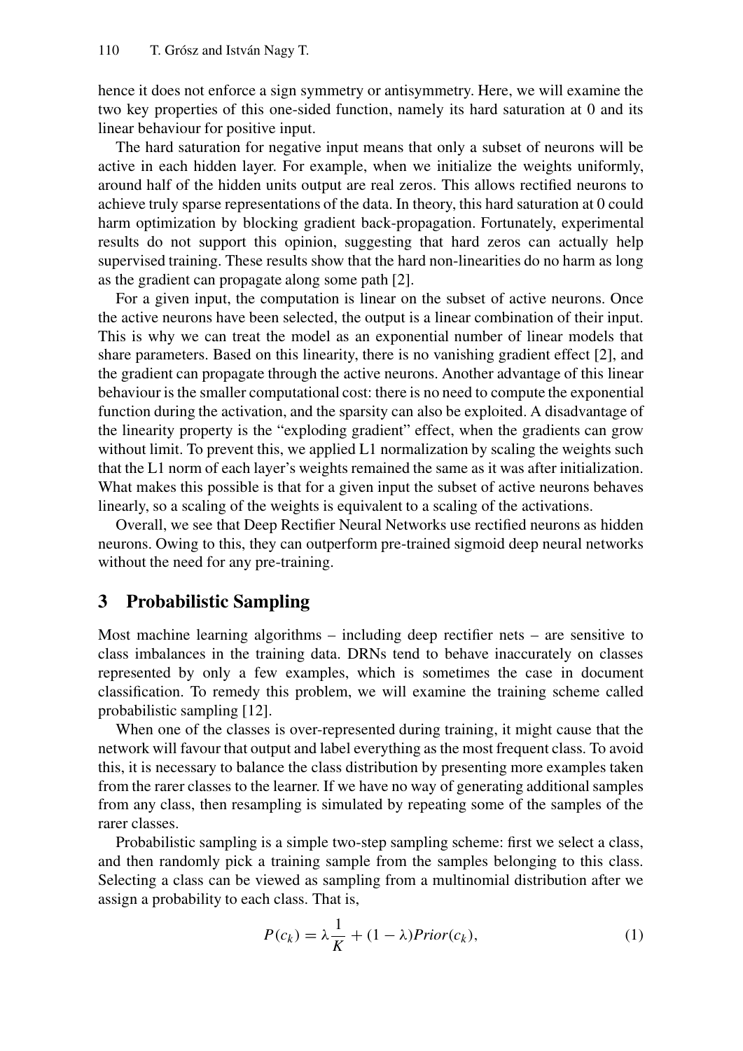hence it does not enforce a sign symmetry or antisymmetry. Here, we will examine the two key properties of this one-sided function, namely its hard saturation at 0 and its linear behaviour for positive input.

The hard saturation for negative input means that only a subset of neurons will be active in each hidden layer. For example, when we initialize the weights uniformly, around half of the hidden units output are real zeros. This allows rectified neurons to achieve truly sparse representations of the data. In theory, this hard saturation at 0 could harm optimization by blocking gradient back-propagation. Fortunately, experimental results do not support this opinion, suggesting that hard zeros can actually help supervised training. These results show that the hard non-linearities do no harm as long as the gradient can propagate along some path [2].

For a given input, the computation is linear on the subset of active neurons. Once the active neurons have been selected, the output is a linear combination of their input. This is why we can treat the model as an exponential number of linear models that share parameters. Based on this linearity, there is no vanishing gradient effect [2], and the gradient can propagate through the active neurons. Another advantage of this linear behaviour is the smaller computational cost: there is no need to compute the exponential function during the activation, and the sparsity can also be exploited. A disadvantage of the linearity property is the "exploding gradient" effect, when the gradients can grow without limit. To prevent this, we applied L1 normalization by scaling the weights such that the L1 norm of each layer's weights remained the same as it was after initialization. What makes this possible is that for a given input the subset of active neurons behaves linearly, so a scaling of the weights is equivalent to a scaling of the activations.

Overall, we see that Deep Rectifier Neural Networks use rectified neurons as hidden neurons. Owing to this, they can outperform pre-trained sigmoid deep neural networks without the need for any pre-training.

## 3 Probabilistic Sampling

Most machine learning algorithms – including deep rectifier nets – are sensitive to class imbalances in the training data. DRNs tend to behave inaccurately on classes represented by only a few examples, which is sometimes the case in document classification. To remedy this problem, we will examine the training scheme called probabilistic sampling [12].

When one of the classes is over-represented during training, it might cause that the network will favour that output and label everything as the most frequent class. To avoid this, it is necessary to balance the class distribution by presenting more examples taken from the rarer classes to the learner. If we have no way of generating additional samples from any class, then resampling is simulated by repeating some of the samples of the rarer classes.

Probabilistic sampling is a simple two-step sampling scheme: first we select a class, and then randomly pick a training sample from the samples belonging to this class. Selecting a class can be viewed as sampling from a multinomial distribution after we assign a probability to each class. That is,

$$P(c_k) = \lambda \frac{1}{K} + (1 - \lambda) Prior(c_k), \tag{1}$$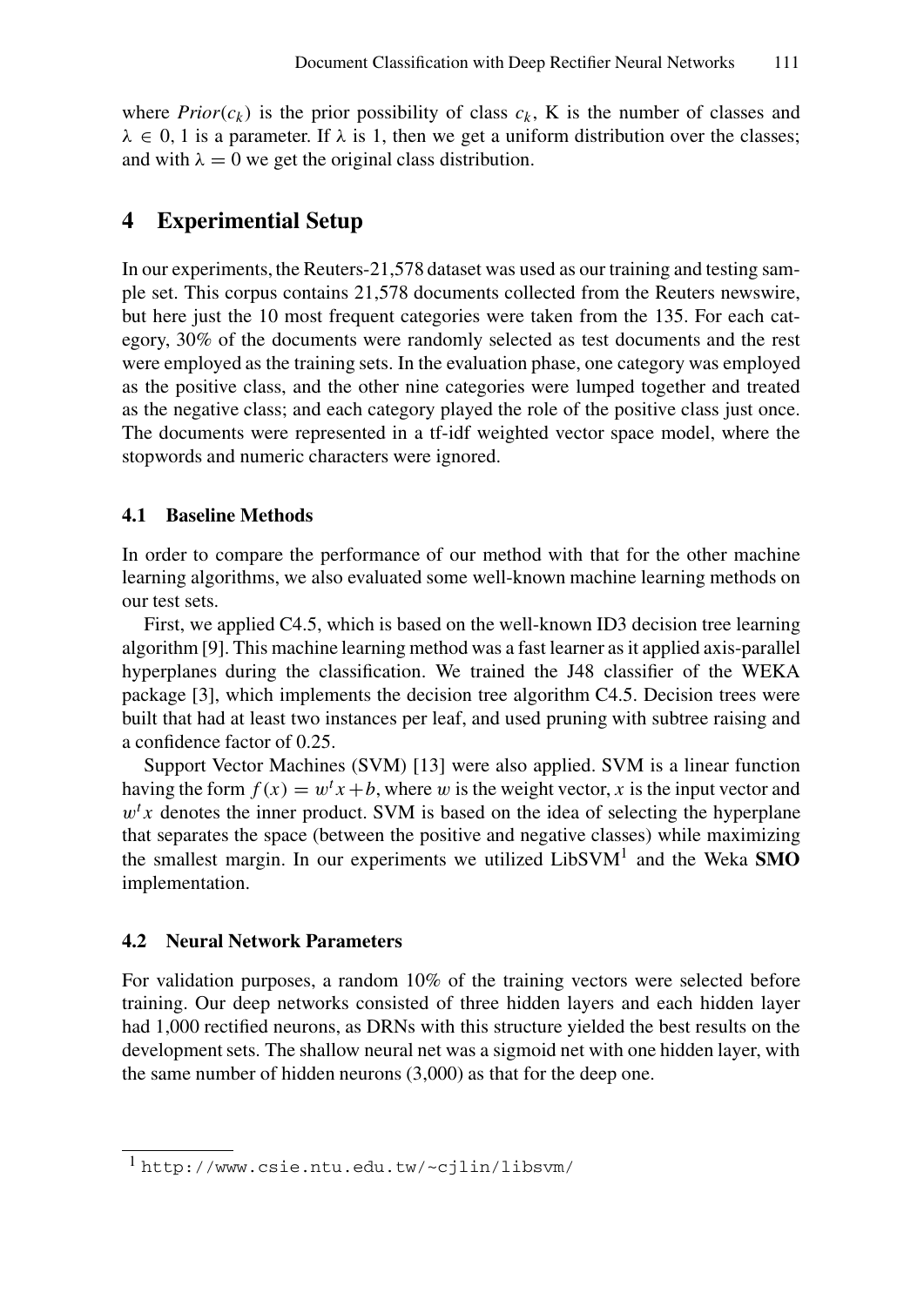where $Prior(c_k)$ is the prior possibility of class $c_k$, K is the number of classes and $\lambda \in 0, 1$ is a parameter. If $\lambda$ is 1, then we get a uniform distribution over the classes; and with $\lambda = 0$ we get the original class distribution.

## 4 Experimential Setup

In our experiments, the Reuters-21,578 dataset was used as our training and testing sample set. This corpus contains 21,578 documents collected from the Reuters newswire, but here just the 10 most frequent categories were taken from the 135. For each category, 30% of the documents were randomly selected as test documents and the rest were employed as the training sets. In the evaluation phase, one category was employed as the positive class, and the other nine categories were lumped together and treated as the negative class; and each category played the role of the positive class just once. The documents were represented in a tf-idf weighted vector space model, where the stopwords and numeric characters were ignored.

### 4.1 Baseline Methods

In order to compare the performance of our method with that for the other machine learning algorithms, we also evaluated some well-known machine learning methods on our test sets.

First, we applied C4.5, which is based on the well-known ID3 decision tree learning algorithm [9]. This machine learning method was a fast learner as it applied axis-parallel hyperplanes during the classification. We trained the J48 classifier of the WEKA package [3], which implements the decision tree algorithm C4.5. Decision trees were built that had at least two instances per leaf, and used pruning with subtree raising and a confidence factor of 0.25.

Support Vector Machines (SVM) [13] were also applied. SVM is a linear function having the form $f(x) = w^t x + b$, where $w$ is the weight vector, $x$ is the input vector and $w^t x$ denotes the inner product. SVM is based on the idea of selecting the hyperplane that separates the space (between the positive and negative classes) while maximizing the smallest margin. In our experiments we utilized LibSVM[1] and the Weka **SMO** implementation.

### 4.2 Neural Network Parameters

For validation purposes, a random 10% of the training vectors were selected before training. Our deep networks consisted of three hidden layers and each hidden layer had 1,000 rectified neurons, as DRNs with this structure yielded the best results on the development sets. The shallow neural net was a sigmoid net with one hidden layer, with the same number of hidden neurons (3,000) as that for the deep one.

[1] http://www.csie.ntu.edu.tw/~cjlin/libsvm/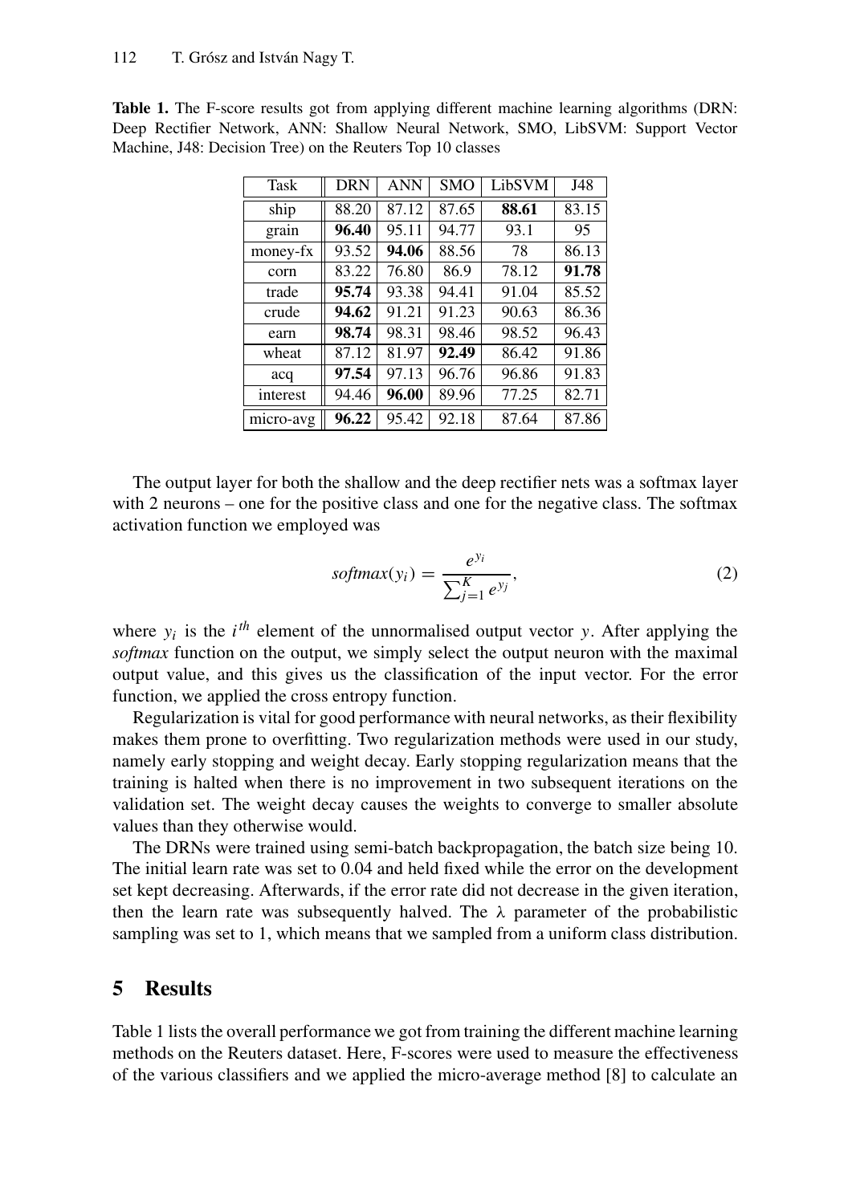**Table 1.** The F-score results got from applying different machine learning algorithms (DRN: Deep Rectifier Network, ANN: Shallow Neural Network, SMO, LibSVM: Support Vector Machine, J48: Decision Tree) on the Reuters Top 10 classes

| Task | DRN | ANN | SMO | LibSVM | J48 |
|---|---|---|---|---|---|
| ship | 88.20 | 87.12 | 87.65 | **88.61** | 83.15 |
| grain | **96.40** | 95.11 | 94.77 | 93.1 | 95 |
| money-fx | 93.52 | **94.06** | 88.56 | 78 | 86.13 |
| corn | 83.22 | 76.80 | 86.9 | 78.12 | **91.78** |
| trade | **95.74** | 93.38 | 94.41 | 91.04 | 85.52 |
| crude | **94.62** | 91.21 | 91.23 | 90.63 | 86.36 |
| earn | **98.74** | 98.31 | 98.46 | 98.52 | 96.43 |
| wheat | 87.12 | 81.97 | **92.49** | 86.42 | 91.86 |
| acq | **97.54** | 97.13 | 96.76 | 96.86 | 91.83 |
| interest | 94.46 | **96.00** | 89.96 | 77.25 | 82.71 |
| micro-avg | **96.22** | 95.42 | 92.18 | 87.64 | 87.86 |

The output layer for both the shallow and the deep rectifier nets was a softmax layer with 2 neurons – one for the positive class and one for the negative class. The softmax activation function we employed was

$$softmax(y_i) = \frac{e^{y_i}}{\sum_{j=1}^{K} e^{y_j}}, \tag{2}$$

where $y_i$ is the $i^{th}$ element of the unnormalised output vector $y$. After applying the *softmax* function on the output, we simply select the output neuron with the maximal output value, and this gives us the classification of the input vector. For the error function, we applied the cross entropy function.

Regularization is vital for good performance with neural networks, as their flexibility makes them prone to overfitting. Two regularization methods were used in our study, namely early stopping and weight decay. Early stopping regularization means that the training is halted when there is no improvement in two subsequent iterations on the validation set. The weight decay causes the weights to converge to smaller absolute values than they otherwise would.

The DRNs were trained using semi-batch backpropagation, the batch size being 10. The initial learn rate was set to 0.04 and held fixed while the error on the development set kept decreasing. Afterwards, if the error rate did not decrease in the given iteration, then the learn rate was subsequently halved. The $\lambda$ parameter of the probabilistic sampling was set to 1, which means that we sampled from a uniform class distribution.

## 5 Results

Table 1 lists the overall performance we got from training the different machine learning methods on the Reuters dataset. Here, F-scores were used to measure the effectiveness of the various classifiers and we applied the micro-average method [8] to calculate an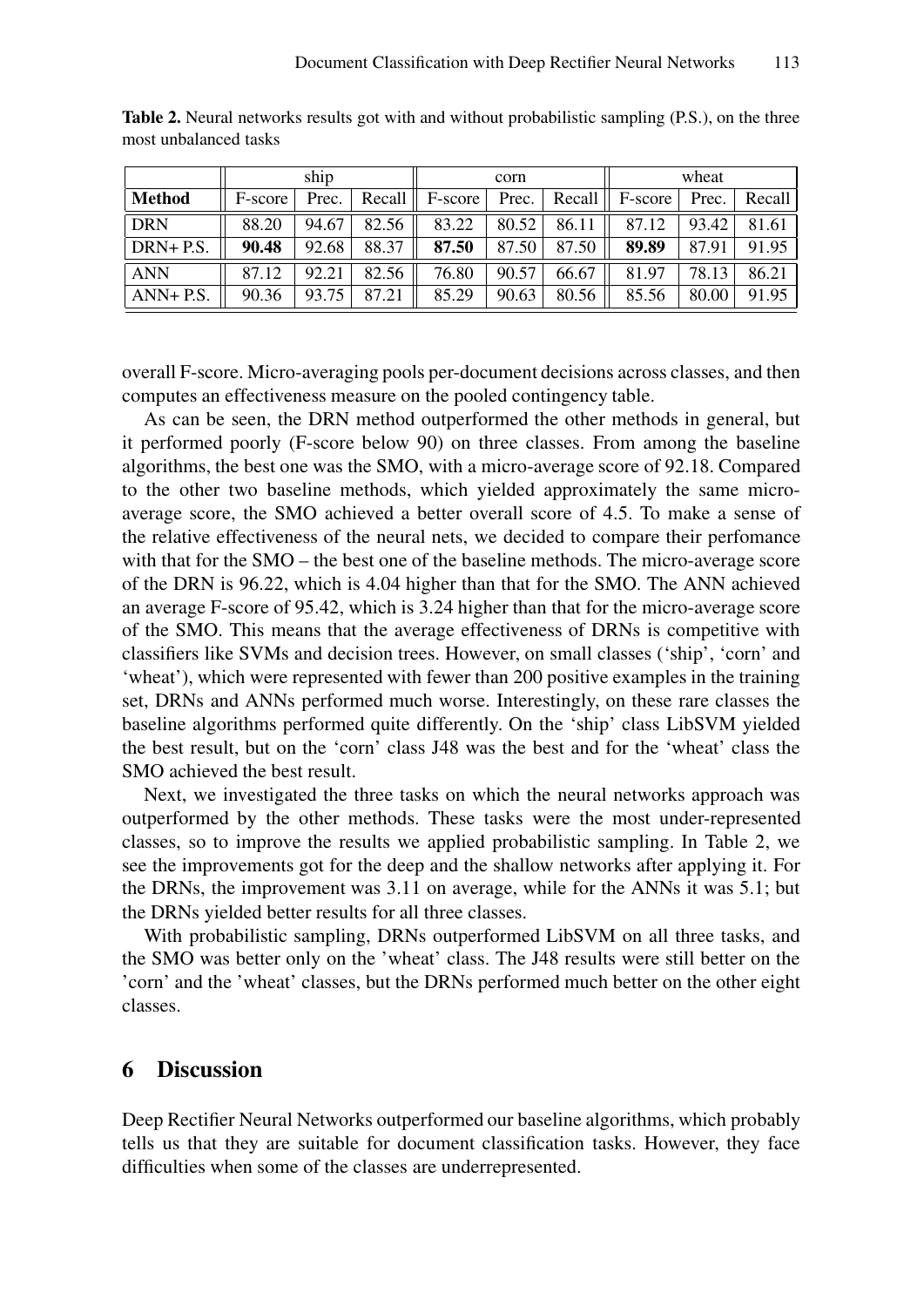**Table 2.** Neural networks results got with and without probabilistic sampling (P.S.), on the three most unbalanced tasks

| | ship | | | corn | | | wheat | | |
|---|---|---|---|---|---|---|---|---|---|
| **Method** | F-score | Prec. | Recall | F-score | Prec. | Recall | F-score | Prec. | Recall |
| DRN | 88.20 | 94.67 | 82.56 | 83.22 | 80.52 | 86.11 | 87.12 | 93.42 | 81.61 |
| DRN+ P.S. | **90.48** | 92.68 | 88.37 | **87.50** | 87.50 | 87.50 | **89.89** | 87.91 | 91.95 |
| ANN | 87.12 | 92.21 | 82.56 | 76.80 | 90.57 | 66.67 | 81.97 | 78.13 | 86.21 |
| ANN+ P.S. | 90.36 | 93.75 | 87.21 | 85.29 | 90.63 | 80.56 | 85.56 | 80.00 | 91.95 |

overall F-score. Micro-averaging pools per-document decisions across classes, and then computes an effectiveness measure on the pooled contingency table.

As can be seen, the DRN method outperformed the other methods in general, but it performed poorly (F-score below 90) on three classes. From among the baseline algorithms, the best one was the SMO, with a micro-average score of 92.18. Compared to the other two baseline methods, which yielded approximately the same micro-average score, the SMO achieved a better overall score of 4.5. To make a sense of the relative effectiveness of the neural nets, we decided to compare their perfomance with that for the SMO – the best one of the baseline methods. The micro-average score of the DRN is 96.22, which is 4.04 higher than that for the SMO. The ANN achieved an average F-score of 95.42, which is 3.24 higher than that for the micro-average score of the SMO. This means that the average effectiveness of DRNs is competitive with classifiers like SVMs and decision trees. However, on small classes ('ship', 'corn' and 'wheat'), which were represented with fewer than 200 positive examples in the training set, DRNs and ANNs performed much worse. Interestingly, on these rare classes the baseline algorithms performed quite differently. On the 'ship' class LibSVM yielded the best result, but on the 'corn' class J48 was the best and for the 'wheat' class the SMO achieved the best result.

Next, we investigated the three tasks on which the neural networks approach was outperformed by the other methods. These tasks were the most under-represented classes, so to improve the results we applied probabilistic sampling. In Table 2, we see the improvements got for the deep and the shallow networks after applying it. For the DRNs, the improvement was 3.11 on average, while for the ANNs it was 5.1; but the DRNs yielded better results for all three classes.

With probabilistic sampling, DRNs outperformed LibSVM on all three tasks, and the SMO was better only on the 'wheat' class. The J48 results were still better on the 'corn' and the 'wheat' classes, but the DRNs performed much better on the other eight classes.

## 6 Discussion

Deep Rectifier Neural Networks outperformed our baseline algorithms, which probably tells us that they are suitable for document classification tasks. However, they face difficulties when some of the classes are underrepresented.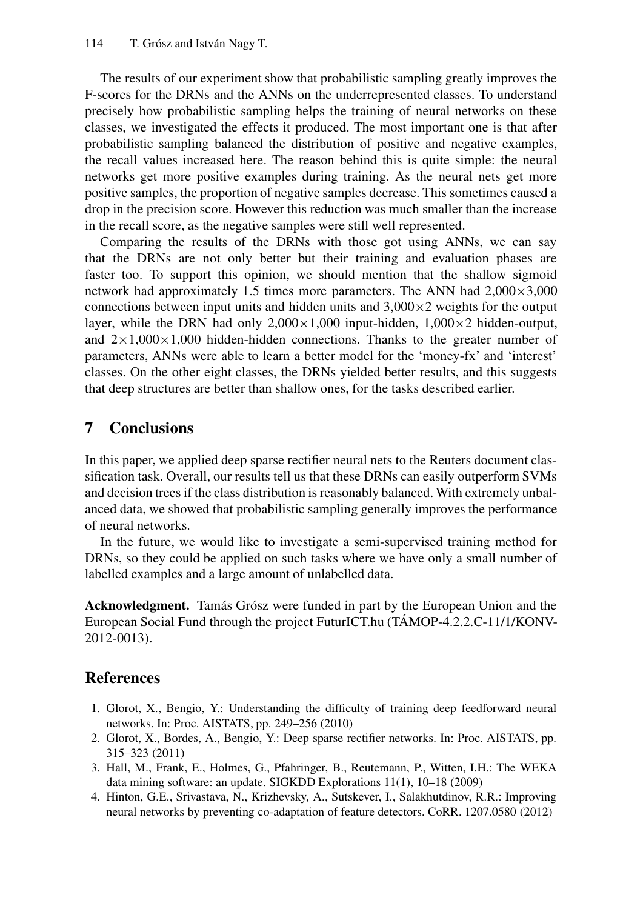The results of our experiment show that probabilistic sampling greatly improves the F-scores for the DRNs and the ANNs on the underrepresented classes. To understand precisely how probabilistic sampling helps the training of neural networks on these classes, we investigated the effects it produced. The most important one is that after probabilistic sampling balanced the distribution of positive and negative examples, the recall values increased here. The reason behind this is quite simple: the neural networks get more positive examples during training. As the neural nets get more positive samples, the proportion of negative samples decrease. This sometimes caused a drop in the precision score. However this reduction was much smaller than the increase in the recall score, as the negative samples were still well represented.

Comparing the results of the DRNs with those got using ANNs, we can say that the DRNs are not only better but their training and evaluation phases are faster too. To support this opinion, we should mention that the shallow sigmoid network had approximately 1.5 times more parameters. The ANN had $2{,}000 \times 3{,}000$ connections between input units and hidden units and $3{,}000 \times 2$ weights for the output layer, while the DRN had only $2{,}000 \times 1{,}000$ input-hidden, $1{,}000 \times 2$ hidden-output, and $2 \times 1{,}000 \times 1{,}000$ hidden-hidden connections. Thanks to the greater number of parameters, ANNs were able to learn a better model for the 'money-fx' and 'interest' classes. On the other eight classes, the DRNs yielded better results, and this suggests that deep structures are better than shallow ones, for the tasks described earlier.

## 7 Conclusions

In this paper, we applied deep sparse rectifier neural nets to the Reuters document classification task. Overall, our results tell us that these DRNs can easily outperform SVMs and decision trees if the class distribution is reasonably balanced. With extremely unbalanced data, we showed that probabilistic sampling generally improves the performance of neural networks.

In the future, we would like to investigate a semi-supervised training method for DRNs, so they could be applied on such tasks where we have only a small number of labelled examples and a large amount of unlabelled data.

**Acknowledgment.** Tamás Grósz were funded in part by the European Union and the European Social Fund through the project FuturICT.hu (TÁMOP-4.2.2.C-11/1/KONV-2012-0013).

## References

1. Glorot, X., Bengio, Y.: Understanding the difficulty of training deep feedforward neural networks. In: Proc. AISTATS, pp. 249–256 (2010)
2. Glorot, X., Bordes, A., Bengio, Y.: Deep sparse rectifier networks. In: Proc. AISTATS, pp. 315–323 (2011)
3. Hall, M., Frank, E., Holmes, G., Pfahringer, B., Reutemann, P., Witten, I.H.: The WEKA data mining software: an update. SIGKDD Explorations 11(1), 10–18 (2009)
4. Hinton, G.E., Srivastava, N., Krizhevsky, A., Sutskever, I., Salakhutdinov, R.R.: Improving neural networks by preventing co-adaptation of feature detectors. CoRR. 1207.0580 (2012)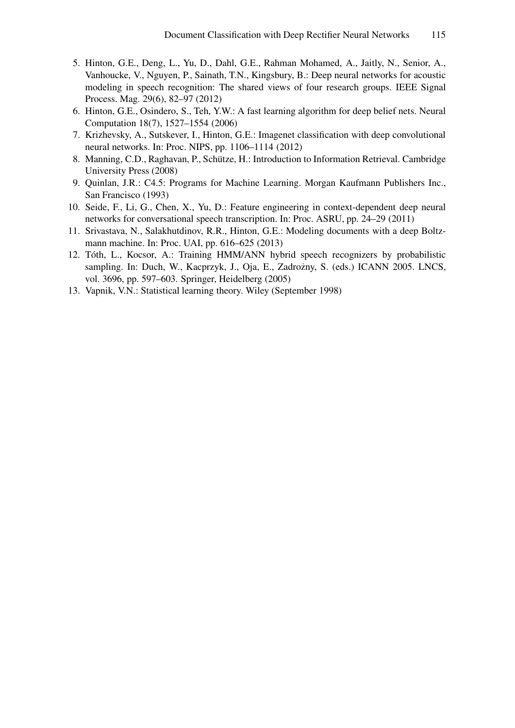5. Hinton, G.E., Deng, L., Yu, D., Dahl, G.E., Rahman Mohamed, A., Jaitly, N., Senior, A., Vanhoucke, V., Nguyen, P., Sainath, T.N., Kingsbury, B.: Deep neural networks for acoustic modeling in speech recognition: The shared views of four research groups. IEEE Signal Process. Mag. 29(6), 82–97 (2012)
6. Hinton, G.E., Osindero, S., Teh, Y.W.: A fast learning algorithm for deep belief nets. Neural Computation 18(7), 1527–1554 (2006)
7. Krizhevsky, A., Sutskever, I., Hinton, G.E.: Imagenet classification with deep convolutional neural networks. In: Proc. NIPS, pp. 1106–1114 (2012)
8. Manning, C.D., Raghavan, P., Schütze, H.: Introduction to Information Retrieval. Cambridge University Press (2008)
9. Quinlan, J.R.: C4.5: Programs for Machine Learning. Morgan Kaufmann Publishers Inc., San Francisco (1993)
10. Seide, F., Li, G., Chen, X., Yu, D.: Feature engineering in context-dependent deep neural networks for conversational speech transcription. In: Proc. ASRU, pp. 24–29 (2011)
11. Srivastava, N., Salakhutdinov, R.R., Hinton, G.E.: Modeling documents with a deep Boltzmann machine. In: Proc. UAI, pp. 616–625 (2013)
12. Tóth, L., Kocsor, A.: Training HMM/ANN hybrid speech recognizers by probabilistic sampling. In: Duch, W., Kacprzyk, J., Oja, E., Zadrożny, S. (eds.) ICANN 2005. LNCS, vol. 3696, pp. 597–603. Springer, Heidelberg (2005)
13. Vapnik, V.N.: Statistical learning theory. Wiley (September 1998)